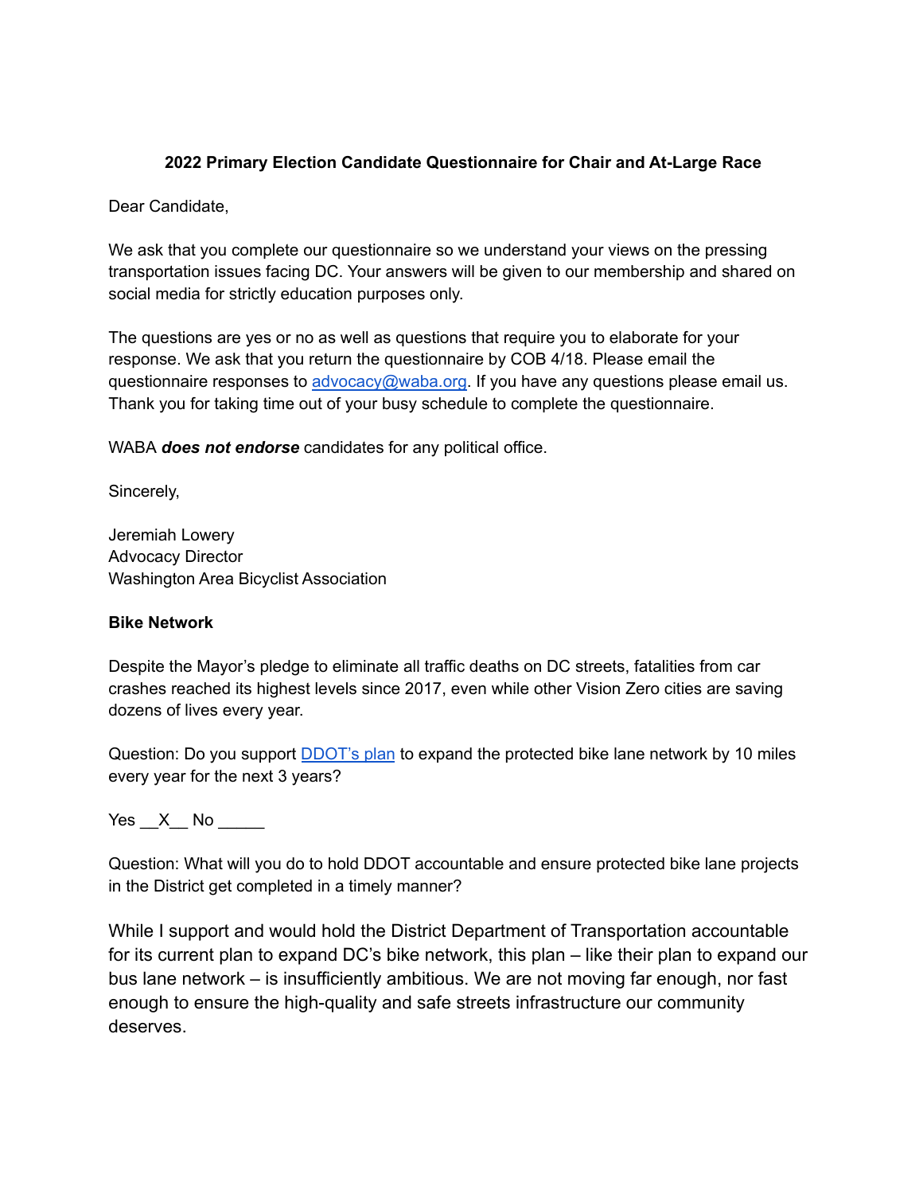**2022 Primary Election Candidate Questionnaire for Chair and At-Large Race**

Dear Candidate,

We ask that you complete our questionnaire so we understand your views on the pressing transportation issues facing DC. Your answers will be given to our membership and shared on social media for strictly education purposes only.

The questions are yes or no as well as questions that require you to elaborate for your response. We ask that you return the questionnaire by COB 4/18. Please email the questionnaire responses to [advocacy@waba.org](mailto:advocacy@waba.org). If you have any questions please email us. Thank you for taking time out of your busy schedule to complete the questionnaire.

WABA ***does not endorse*** candidates for any political office.

Sincerely,

Jeremiah Lowery
Advocacy Director
Washington Area Bicyclist Association

**Bike Network**

Despite the Mayor's pledge to eliminate all traffic deaths on DC streets, fatalities from car crashes reached its highest levels since 2017, even while other Vision Zero cities are saving dozens of lives every year.

Question: Do you support DDOT's plan to expand the protected bike lane network by 10 miles every year for the next 3 years?

Yes __X__ No _____

Question: What will you do to hold DDOT accountable and ensure protected bike lane projects in the District get completed in a timely manner?

While I support and would hold the District Department of Transportation accountable for its current plan to expand DC's bike network, this plan – like their plan to expand our bus lane network – is insufficiently ambitious. We are not moving far enough, nor fast enough to ensure the high-quality and safe streets infrastructure our community deserves.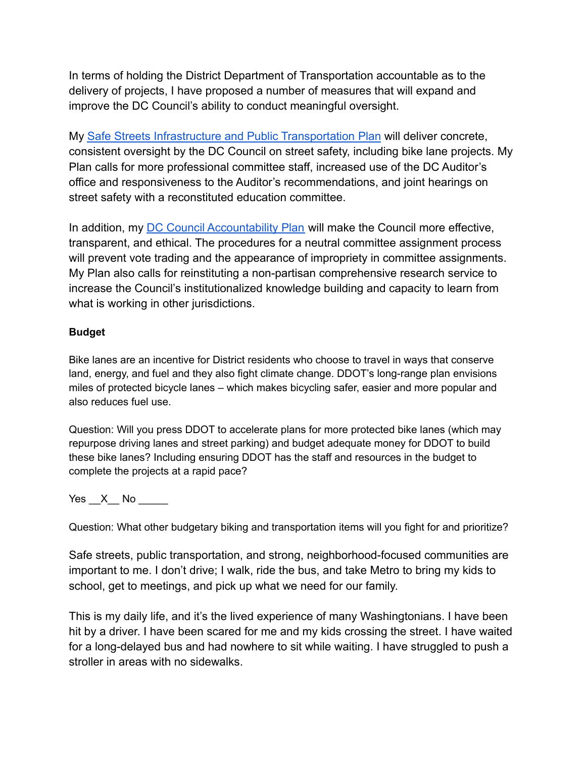In terms of holding the District Department of Transportation accountable as to the delivery of projects, I have proposed a number of measures that will expand and improve the DC Council's ability to conduct meaningful oversight.

My Safe Streets Infrastructure and Public Transportation Plan will deliver concrete, consistent oversight by the DC Council on street safety, including bike lane projects. My Plan calls for more professional committee staff, increased use of the DC Auditor's office and responsiveness to the Auditor's recommendations, and joint hearings on street safety with a reconstituted education committee.

In addition, my DC Council Accountability Plan will make the Council more effective, transparent, and ethical. The procedures for a neutral committee assignment process will prevent vote trading and the appearance of impropriety in committee assignments. My Plan also calls for reinstituting a non-partisan comprehensive research service to increase the Council's institutionalized knowledge building and capacity to learn from what is working in other jurisdictions.

**Budget**

Bike lanes are an incentive for District residents who choose to travel in ways that conserve land, energy, and fuel and they also fight climate change. DDOT's long-range plan envisions miles of protected bicycle lanes – which makes bicycling safer, easier and more popular and also reduces fuel use.

Question: Will you press DDOT to accelerate plans for more protected bike lanes (which may repurpose driving lanes and street parking) and budget adequate money for DDOT to build these bike lanes? Including ensuring DDOT has the staff and resources in the budget to complete the projects at a rapid pace?

Yes __X__ No _____

Question: What other budgetary biking and transportation items will you fight for and prioritize?

Safe streets, public transportation, and strong, neighborhood-focused communities are important to me. I don't drive; I walk, ride the bus, and take Metro to bring my kids to school, get to meetings, and pick up what we need for our family.

This is my daily life, and it's the lived experience of many Washingtonians. I have been hit by a driver. I have been scared for me and my kids crossing the street. I have waited for a long-delayed bus and had nowhere to sit while waiting. I have struggled to push a stroller in areas with no sidewalks.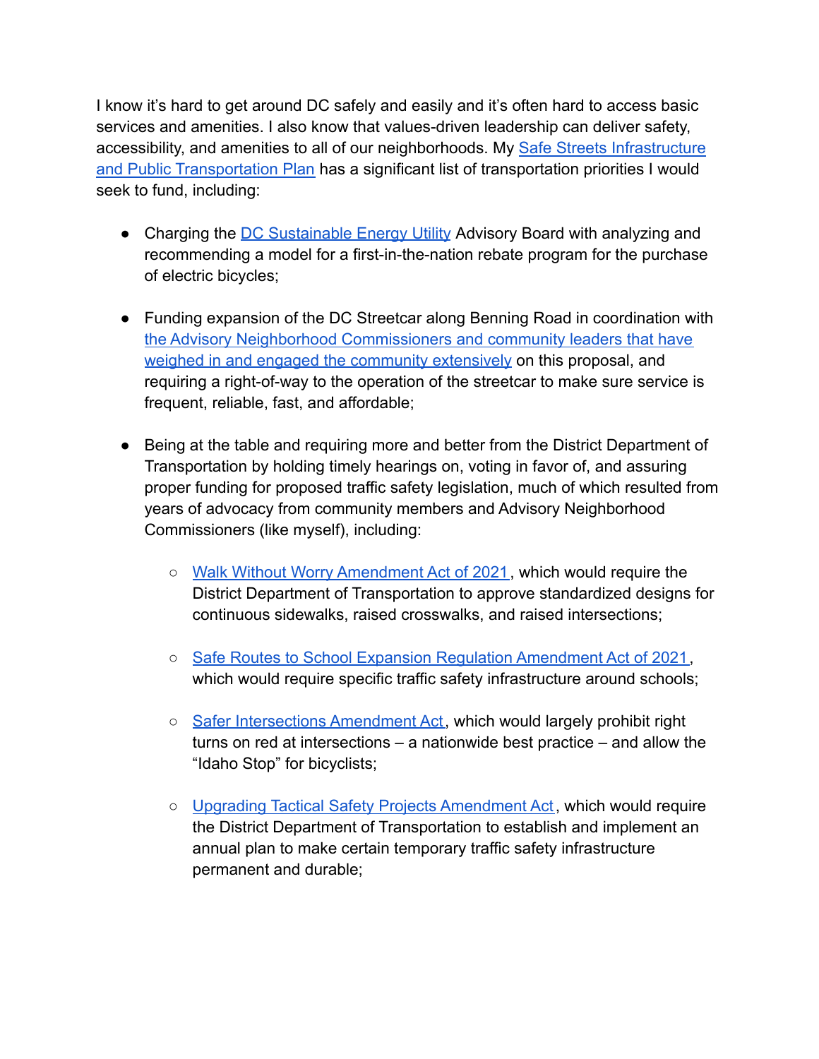I know it's hard to get around DC safely and easily and it's often hard to access basic services and amenities. I also know that values-driven leadership can deliver safety, accessibility, and amenities to all of our neighborhoods. My Safe Streets Infrastructure and Public Transportation Plan has a significant list of transportation priorities I would seek to fund, including:

- Charging the DC Sustainable Energy Utility Advisory Board with analyzing and recommending a model for a first-in-the-nation rebate program for the purchase of electric bicycles;

- Funding expansion of the DC Streetcar along Benning Road in coordination with the Advisory Neighborhood Commissioners and community leaders that have weighed in and engaged the community extensively on this proposal, and requiring a right-of-way to the operation of the streetcar to make sure service is frequent, reliable, fast, and affordable;

- Being at the table and requiring more and better from the District Department of Transportation by holding timely hearings on, voting in favor of, and assuring proper funding for proposed traffic safety legislation, much of which resulted from years of advocacy from community members and Advisory Neighborhood Commissioners (like myself), including:

  - Walk Without Worry Amendment Act of 2021, which would require the District Department of Transportation to approve standardized designs for continuous sidewalks, raised crosswalks, and raised intersections;

  - Safe Routes to School Expansion Regulation Amendment Act of 2021, which would require specific traffic safety infrastructure around schools;

  - Safer Intersections Amendment Act, which would largely prohibit right turns on red at intersections – a nationwide best practice – and allow the "Idaho Stop" for bicyclists;

  - Upgrading Tactical Safety Projects Amendment Act, which would require the District Department of Transportation to establish and implement an annual plan to make certain temporary traffic safety infrastructure permanent and durable;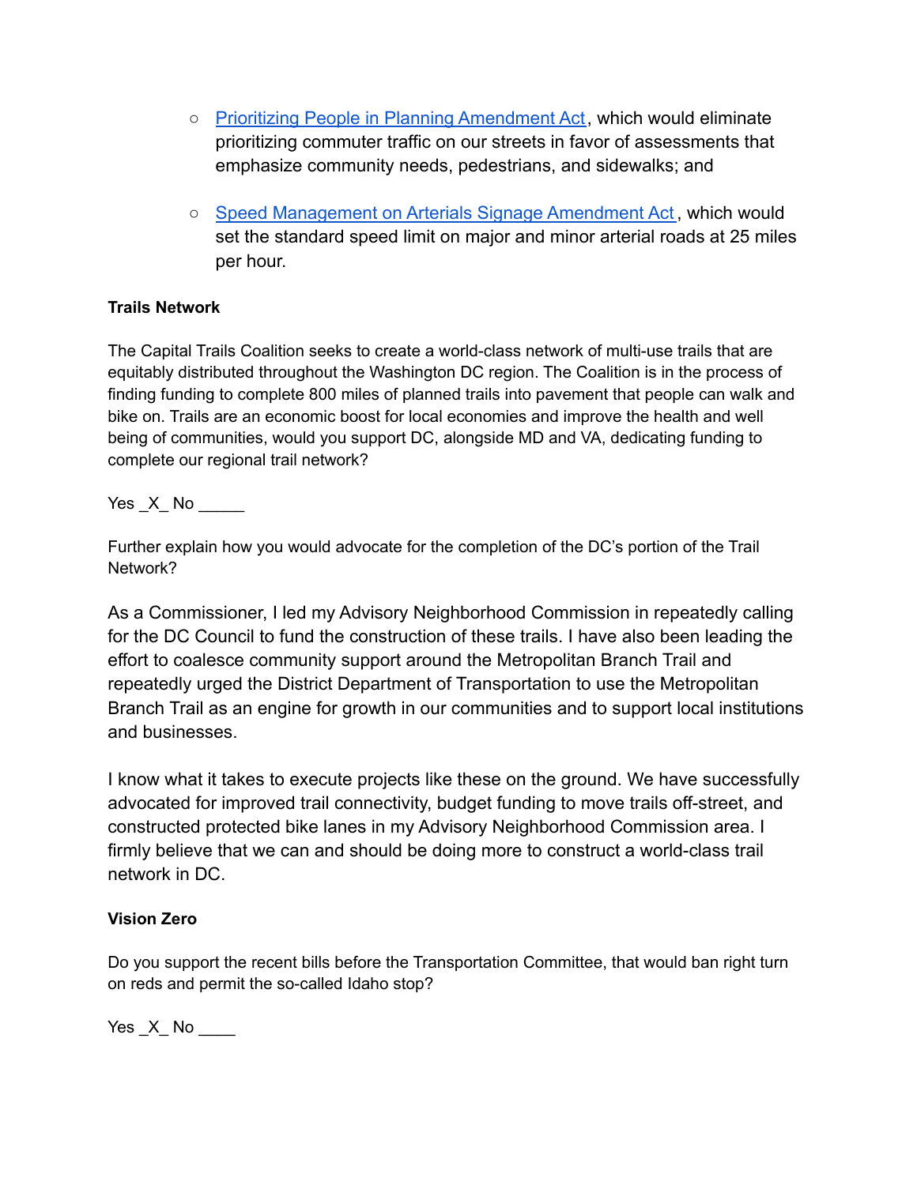- Prioritizing People in Planning Amendment Act, which would eliminate prioritizing commuter traffic on our streets in favor of assessments that emphasize community needs, pedestrians, and sidewalks; and
- Speed Management on Arterials Signage Amendment Act, which would set the standard speed limit on major and minor arterial roads at 25 miles per hour.

**Trails Network**

The Capital Trails Coalition seeks to create a world-class network of multi-use trails that are equitably distributed throughout the Washington DC region. The Coalition is in the process of finding funding to complete 800 miles of planned trails into pavement that people can walk and bike on. Trails are an economic boost for local economies and improve the health and well being of communities, would you support DC, alongside MD and VA, dedicating funding to complete our regional trail network?

Yes _X_ No _____

Further explain how you would advocate for the completion of the DC's portion of the Trail Network?

As a Commissioner, I led my Advisory Neighborhood Commission in repeatedly calling for the DC Council to fund the construction of these trails. I have also been leading the effort to coalesce community support around the Metropolitan Branch Trail and repeatedly urged the District Department of Transportation to use the Metropolitan Branch Trail as an engine for growth in our communities and to support local institutions and businesses.

I know what it takes to execute projects like these on the ground. We have successfully advocated for improved trail connectivity, budget funding to move trails off-street, and constructed protected bike lanes in my Advisory Neighborhood Commission area. I firmly believe that we can and should be doing more to construct a world-class trail network in DC.

**Vision Zero**

Do you support the recent bills before the Transportation Committee, that would ban right turn on reds and permit the so-called Idaho stop?

Yes _X_ No ____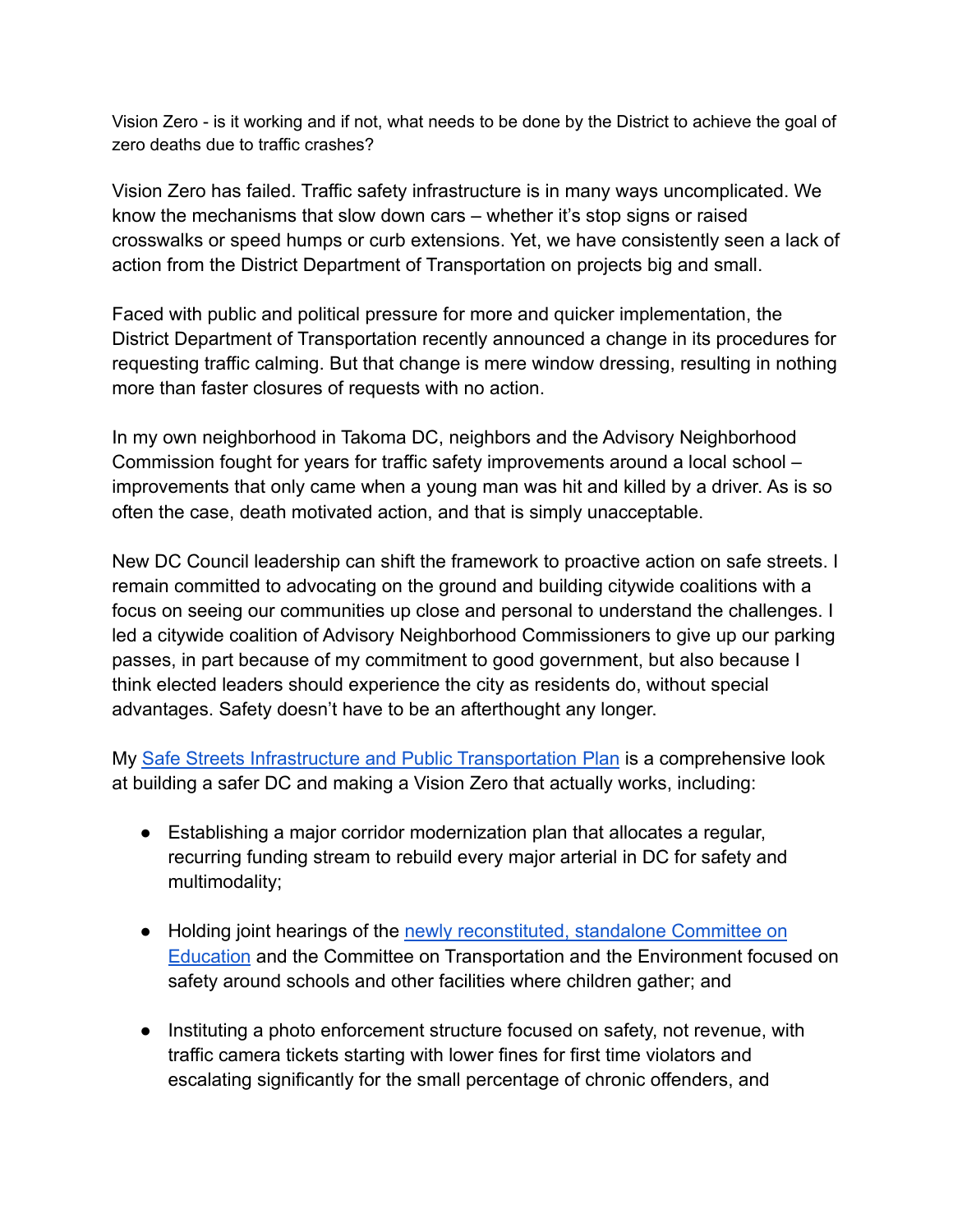Vision Zero - is it working and if not, what needs to be done by the District to achieve the goal of zero deaths due to traffic crashes?

Vision Zero has failed. Traffic safety infrastructure is in many ways uncomplicated. We know the mechanisms that slow down cars – whether it's stop signs or raised crosswalks or speed humps or curb extensions. Yet, we have consistently seen a lack of action from the District Department of Transportation on projects big and small.

Faced with public and political pressure for more and quicker implementation, the District Department of Transportation recently announced a change in its procedures for requesting traffic calming. But that change is mere window dressing, resulting in nothing more than faster closures of requests with no action.

In my own neighborhood in Takoma DC, neighbors and the Advisory Neighborhood Commission fought for years for traffic safety improvements around a local school – improvements that only came when a young man was hit and killed by a driver. As is so often the case, death motivated action, and that is simply unacceptable.

New DC Council leadership can shift the framework to proactive action on safe streets. I remain committed to advocating on the ground and building citywide coalitions with a focus on seeing our communities up close and personal to understand the challenges. I led a citywide coalition of Advisory Neighborhood Commissioners to give up our parking passes, in part because of my commitment to good government, but also because I think elected leaders should experience the city as residents do, without special advantages. Safety doesn't have to be an afterthought any longer.

My Safe Streets Infrastructure and Public Transportation Plan is a comprehensive look at building a safer DC and making a Vision Zero that actually works, including:

- Establishing a major corridor modernization plan that allocates a regular, recurring funding stream to rebuild every major arterial in DC for safety and multimodality;
- Holding joint hearings of the newly reconstituted, standalone Committee on Education and the Committee on Transportation and the Environment focused on safety around schools and other facilities where children gather; and
- Instituting a photo enforcement structure focused on safety, not revenue, with traffic camera tickets starting with lower fines for first time violators and escalating significantly for the small percentage of chronic offenders, and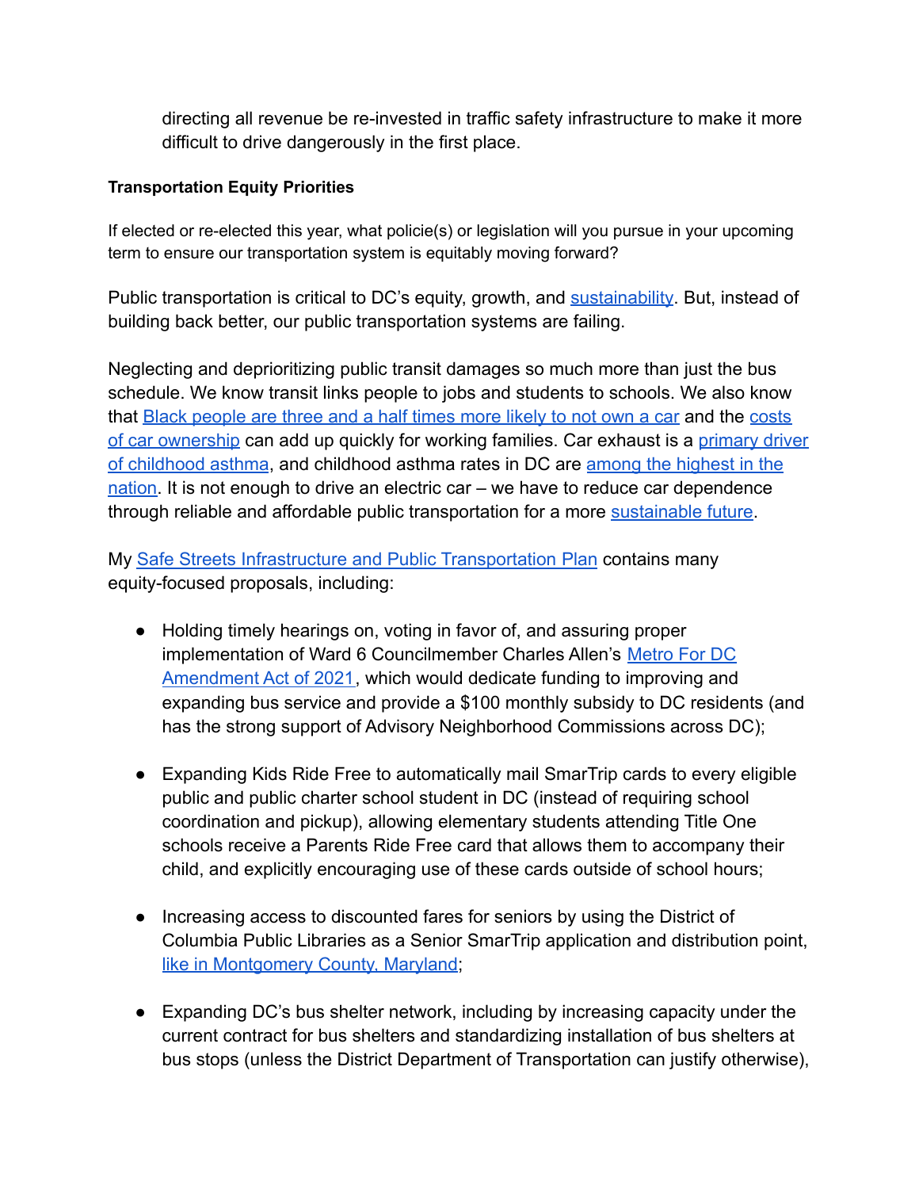directing all revenue be re-invested in traffic safety infrastructure to make it more difficult to drive dangerously in the first place.

**Transportation Equity Priorities**

If elected or re-elected this year, what policie(s) or legislation will you pursue in your upcoming term to ensure our transportation system is equitably moving forward?

Public transportation is critical to DC's equity, growth, and sustainability. But, instead of building back better, our public transportation systems are failing.

Neglecting and deprioritizing public transit damages so much more than just the bus schedule. We know transit links people to jobs and students to schools. We also know that Black people are three and a half times more likely to not own a car and the costs of car ownership can add up quickly for working families. Car exhaust is a primary driver of childhood asthma, and childhood asthma rates in DC are among the highest in the nation. It is not enough to drive an electric car – we have to reduce car dependence through reliable and affordable public transportation for a more sustainable future.

My Safe Streets Infrastructure and Public Transportation Plan contains many equity-focused proposals, including:

- Holding timely hearings on, voting in favor of, and assuring proper implementation of Ward 6 Councilmember Charles Allen's Metro For DC Amendment Act of 2021, which would dedicate funding to improving and expanding bus service and provide a $100 monthly subsidy to DC residents (and has the strong support of Advisory Neighborhood Commissions across DC);

- Expanding Kids Ride Free to automatically mail SmarTrip cards to every eligible public and public charter school student in DC (instead of requiring school coordination and pickup), allowing elementary students attending Title One schools receive a Parents Ride Free card that allows them to accompany their child, and explicitly encouraging use of these cards outside of school hours;

- Increasing access to discounted fares for seniors by using the District of Columbia Public Libraries as a Senior SmarTrip application and distribution point, like in Montgomery County, Maryland;

- Expanding DC's bus shelter network, including by increasing capacity under the current contract for bus shelters and standardizing installation of bus shelters at bus stops (unless the District Department of Transportation can justify otherwise),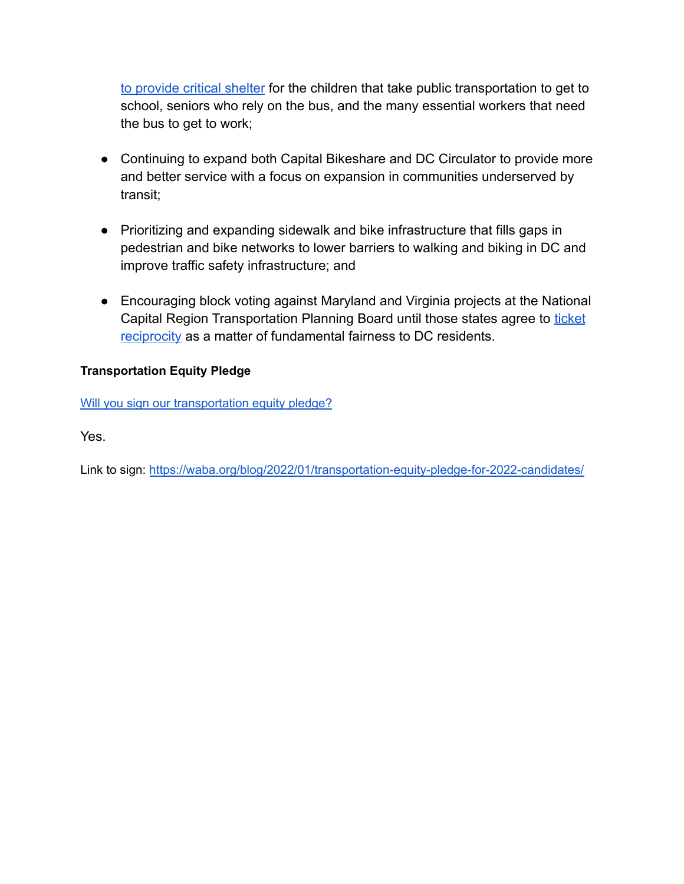to provide critical shelter for the children that take public transportation to get to school, seniors who rely on the bus, and the many essential workers that need the bus to get to work;

- Continuing to expand both Capital Bikeshare and DC Circulator to provide more and better service with a focus on expansion in communities underserved by transit;

- Prioritizing and expanding sidewalk and bike infrastructure that fills gaps in pedestrian and bike networks to lower barriers to walking and biking in DC and improve traffic safety infrastructure; and

- Encouraging block voting against Maryland and Virginia projects at the National Capital Region Transportation Planning Board until those states agree to ticket reciprocity as a matter of fundamental fairness to DC residents.

**Transportation Equity Pledge**

Will you sign our transportation equity pledge?

Yes.

Link to sign: https://waba.org/blog/2022/01/transportation-equity-pledge-for-2022-candidates/